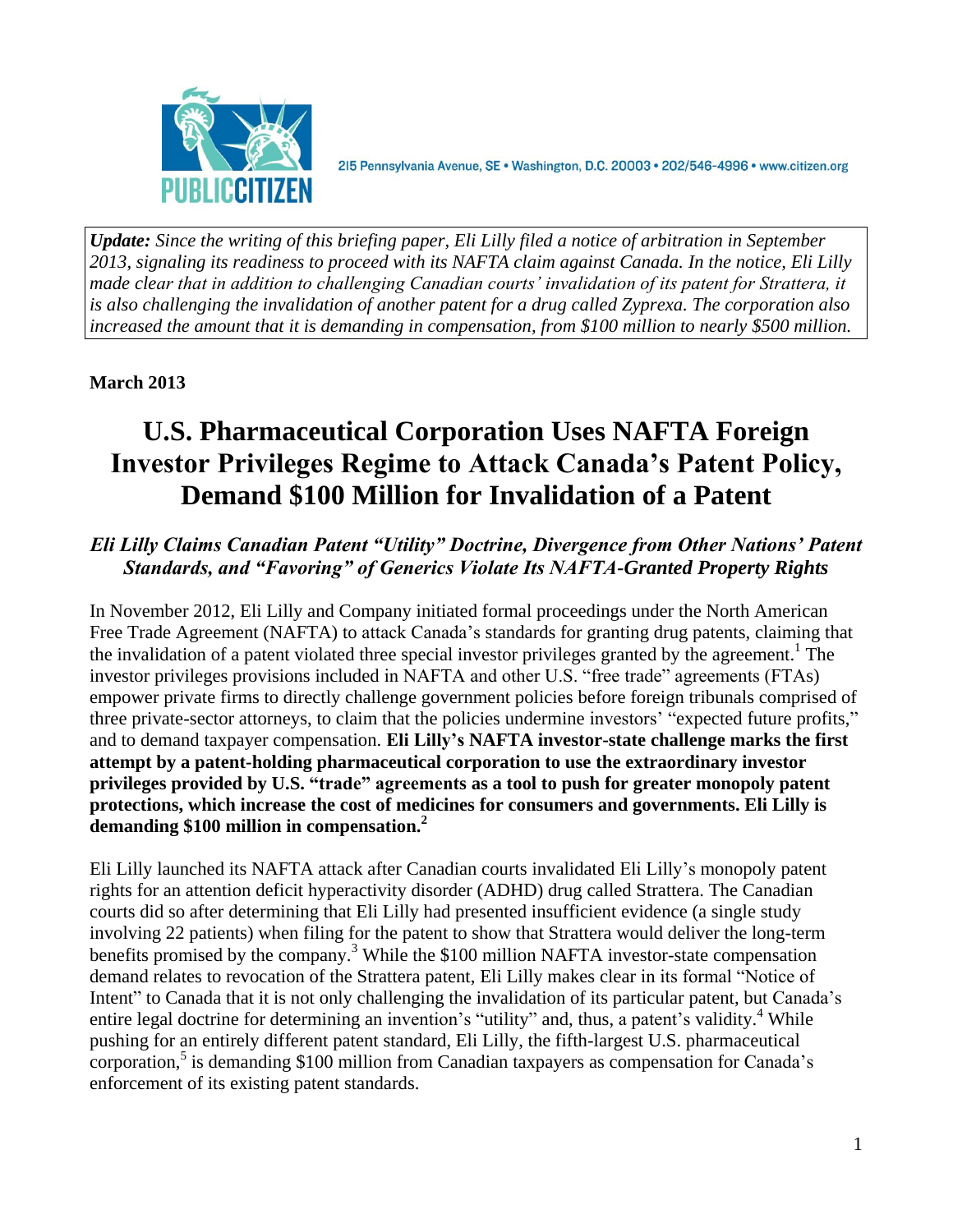215 Pennsylvania Avenue, SE • Washington, D.C. 20003 • 202/546-4996 • www.citizen.org

> ***Update:*** *Since the writing of this briefing paper, Eli Lilly filed a notice of arbitration in September 2013, signaling its readiness to proceed with its NAFTA claim against Canada. In the notice, Eli Lilly made clear that in addition to challenging Canadian courts' invalidation of its patent for Strattera, it is also challenging the invalidation of another patent for a drug called Zyprexa. The corporation also increased the amount that it is demanding in compensation, from $100 million to nearly $500 million.*

**March 2013**

# U.S. Pharmaceutical Corporation Uses NAFTA Foreign Investor Privileges Regime to Attack Canada's Patent Policy, Demand $100 Million for Invalidation of a Patent

## *Eli Lilly Claims Canadian Patent "Utility" Doctrine, Divergence from Other Nations' Patent Standards, and "Favoring" of Generics Violate Its NAFTA-Granted Property Rights*

In November 2012, Eli Lilly and Company initiated formal proceedings under the North American Free Trade Agreement (NAFTA) to attack Canada's standards for granting drug patents, claiming that the invalidation of a patent violated three special investor privileges granted by the agreement.[1] The investor privileges provisions included in NAFTA and other U.S. "free trade" agreements (FTAs) empower private firms to directly challenge government policies before foreign tribunals comprised of three private-sector attorneys, to claim that the policies undermine investors' "expected future profits," and to demand taxpayer compensation. **Eli Lilly's NAFTA investor-state challenge marks the first attempt by a patent-holding pharmaceutical corporation to use the extraordinary investor privileges provided by U.S. "trade" agreements as a tool to push for greater monopoly patent protections, which increase the cost of medicines for consumers and governments. Eli Lilly is demanding $100 million in compensation.[2]**

Eli Lilly launched its NAFTA attack after Canadian courts invalidated Eli Lilly's monopoly patent rights for an attention deficit hyperactivity disorder (ADHD) drug called Strattera. The Canadian courts did so after determining that Eli Lilly had presented insufficient evidence (a single study involving 22 patients) when filing for the patent to show that Strattera would deliver the long-term benefits promised by the company.[3] While the $100 million NAFTA investor-state compensation demand relates to revocation of the Strattera patent, Eli Lilly makes clear in its formal "Notice of Intent" to Canada that it is not only challenging the invalidation of its particular patent, but Canada's entire legal doctrine for determining an invention's "utility" and, thus, a patent's validity.[4] While pushing for an entirely different patent standard, Eli Lilly, the fifth-largest U.S. pharmaceutical corporation,[5] is demanding $100 million from Canadian taxpayers as compensation for Canada's enforcement of its existing patent standards.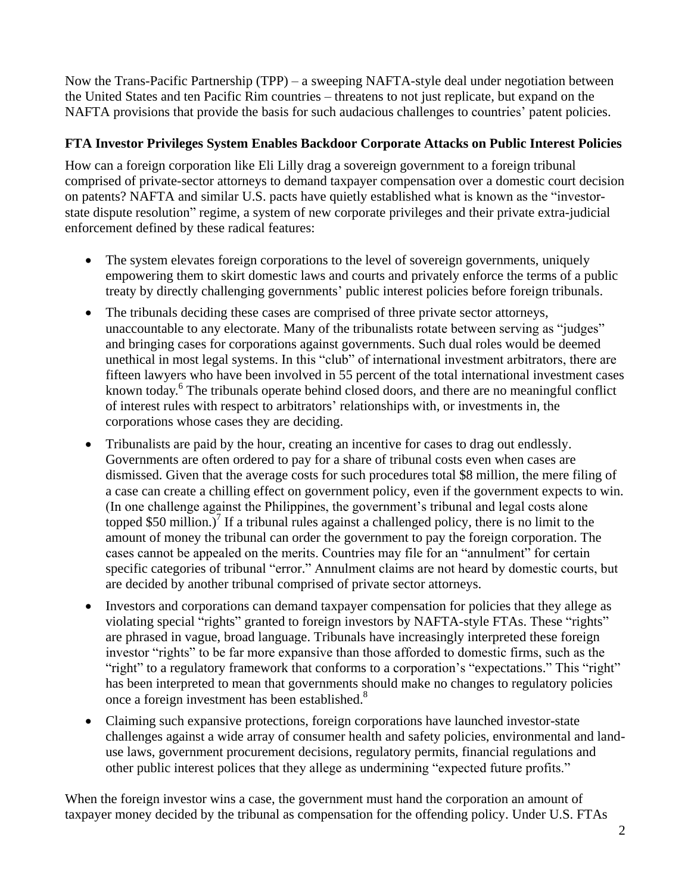Now the Trans-Pacific Partnership (TPP) – a sweeping NAFTA-style deal under negotiation between the United States and ten Pacific Rim countries – threatens to not just replicate, but expand on the NAFTA provisions that provide the basis for such audacious challenges to countries' patent policies.

**FTA Investor Privileges System Enables Backdoor Corporate Attacks on Public Interest Policies**

How can a foreign corporation like Eli Lilly drag a sovereign government to a foreign tribunal comprised of private-sector attorneys to demand taxpayer compensation over a domestic court decision on patents? NAFTA and similar U.S. pacts have quietly established what is known as the "investor-state dispute resolution" regime, a system of new corporate privileges and their private extra-judicial enforcement defined by these radical features:

- The system elevates foreign corporations to the level of sovereign governments, uniquely empowering them to skirt domestic laws and courts and privately enforce the terms of a public treaty by directly challenging governments' public interest policies before foreign tribunals.
- The tribunals deciding these cases are comprised of three private sector attorneys, unaccountable to any electorate. Many of the tribunalists rotate between serving as "judges" and bringing cases for corporations against governments. Such dual roles would be deemed unethical in most legal systems. In this "club" of international investment arbitrators, there are fifteen lawyers who have been involved in 55 percent of the total international investment cases known today.[6] The tribunals operate behind closed doors, and there are no meaningful conflict of interest rules with respect to arbitrators' relationships with, or investments in, the corporations whose cases they are deciding.
- Tribunalists are paid by the hour, creating an incentive for cases to drag out endlessly. Governments are often ordered to pay for a share of tribunal costs even when cases are dismissed. Given that the average costs for such procedures total \$8 million, the mere filing of a case can create a chilling effect on government policy, even if the government expects to win. (In one challenge against the Philippines, the government's tribunal and legal costs alone topped \$50 million.)[7] If a tribunal rules against a challenged policy, there is no limit to the amount of money the tribunal can order the government to pay the foreign corporation. The cases cannot be appealed on the merits. Countries may file for an "annulment" for certain specific categories of tribunal "error." Annulment claims are not heard by domestic courts, but are decided by another tribunal comprised of private sector attorneys.
- Investors and corporations can demand taxpayer compensation for policies that they allege as violating special "rights" granted to foreign investors by NAFTA-style FTAs. These "rights" are phrased in vague, broad language. Tribunals have increasingly interpreted these foreign investor "rights" to be far more expansive than those afforded to domestic firms, such as the "right" to a regulatory framework that conforms to a corporation's "expectations." This "right" has been interpreted to mean that governments should make no changes to regulatory policies once a foreign investment has been established.[8]
- Claiming such expansive protections, foreign corporations have launched investor-state challenges against a wide array of consumer health and safety policies, environmental and land-use laws, government procurement decisions, regulatory permits, financial regulations and other public interest polices that they allege as undermining "expected future profits."

When the foreign investor wins a case, the government must hand the corporation an amount of taxpayer money decided by the tribunal as compensation for the offending policy. Under U.S. FTAs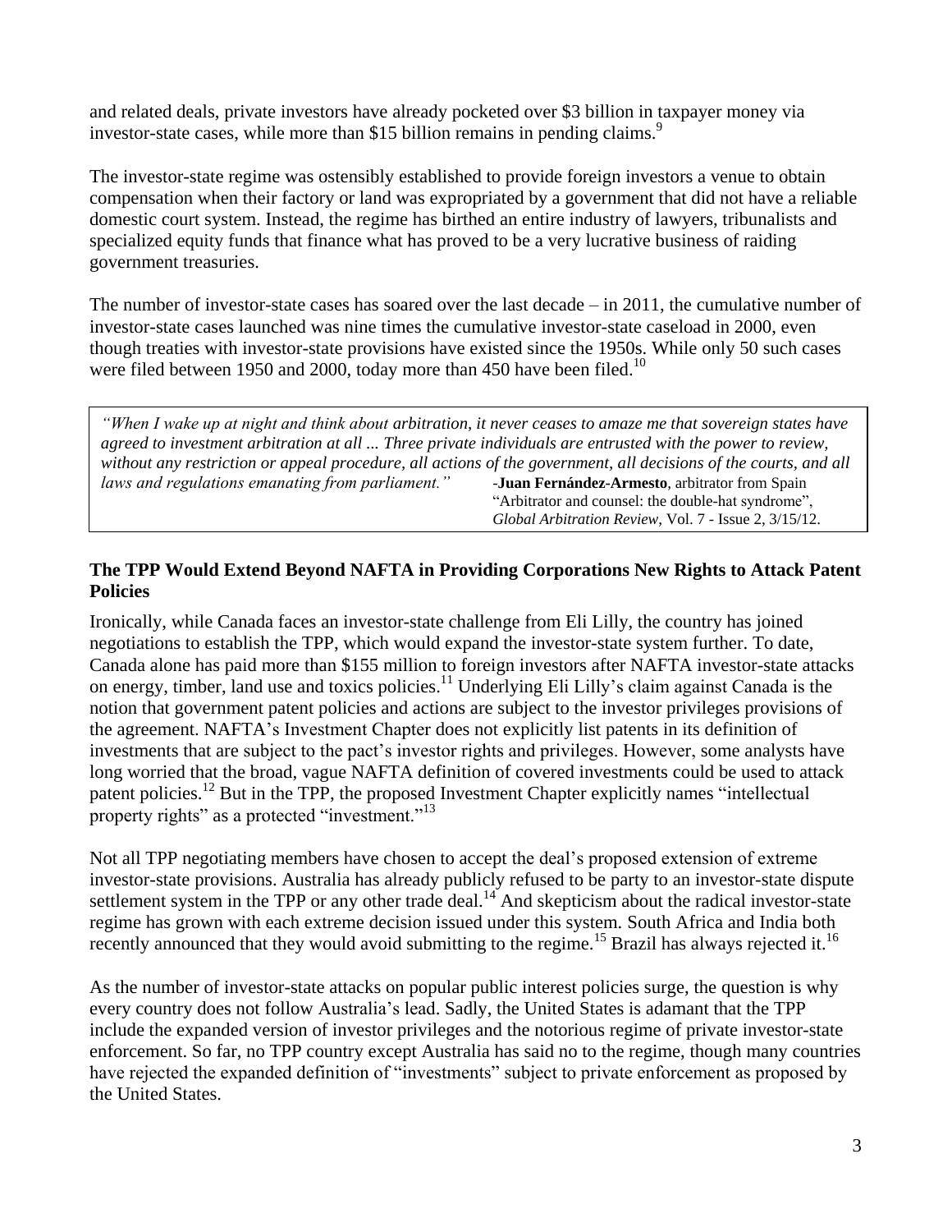and related deals, private investors have already pocketed over $3 billion in taxpayer money via investor-state cases, while more than $15 billion remains in pending claims.[9]

The investor-state regime was ostensibly established to provide foreign investors a venue to obtain compensation when their factory or land was expropriated by a government that did not have a reliable domestic court system. Instead, the regime has birthed an entire industry of lawyers, tribunalists and specialized equity funds that finance what has proved to be a very lucrative business of raiding government treasuries.

The number of investor-state cases has soared over the last decade – in 2011, the cumulative number of investor-state cases launched was nine times the cumulative investor-state caseload in 2000, even though treaties with investor-state provisions have existed since the 1950s. While only 50 such cases were filed between 1950 and 2000, today more than 450 have been filed.[10]

> *"When I wake up at night and think about arbitration, it never ceases to amaze me that sovereign states have agreed to investment arbitration at all ... Three private individuals are entrusted with the power to review, without any restriction or appeal procedure, all actions of the government, all decisions of the courts, and all laws and regulations emanating from parliament."*
>
> -**Juan Fernández-Armesto**, arbitrator from Spain
> "Arbitrator and counsel: the double-hat syndrome",
> *Global Arbitration Review*, Vol. 7 - Issue 2, 3/15/12.

### The TPP Would Extend Beyond NAFTA in Providing Corporations New Rights to Attack Patent Policies

Ironically, while Canada faces an investor-state challenge from Eli Lilly, the country has joined negotiations to establish the TPP, which would expand the investor-state system further. To date, Canada alone has paid more than $155 million to foreign investors after NAFTA investor-state attacks on energy, timber, land use and toxics policies.[11] Underlying Eli Lilly's claim against Canada is the notion that government patent policies and actions are subject to the investor privileges provisions of the agreement. NAFTA's Investment Chapter does not explicitly list patents in its definition of investments that are subject to the pact's investor rights and privileges. However, some analysts have long worried that the broad, vague NAFTA definition of covered investments could be used to attack patent policies.[12] But in the TPP, the proposed Investment Chapter explicitly names "intellectual property rights" as a protected "investment."[13]

Not all TPP negotiating members have chosen to accept the deal's proposed extension of extreme investor-state provisions. Australia has already publicly refused to be party to an investor-state dispute settlement system in the TPP or any other trade deal.[14] And skepticism about the radical investor-state regime has grown with each extreme decision issued under this system. South Africa and India both recently announced that they would avoid submitting to the regime.[15] Brazil has always rejected it.[16]

As the number of investor-state attacks on popular public interest policies surge, the question is why every country does not follow Australia's lead. Sadly, the United States is adamant that the TPP include the expanded version of investor privileges and the notorious regime of private investor-state enforcement. So far, no TPP country except Australia has said no to the regime, though many countries have rejected the expanded definition of "investments" subject to private enforcement as proposed by the United States.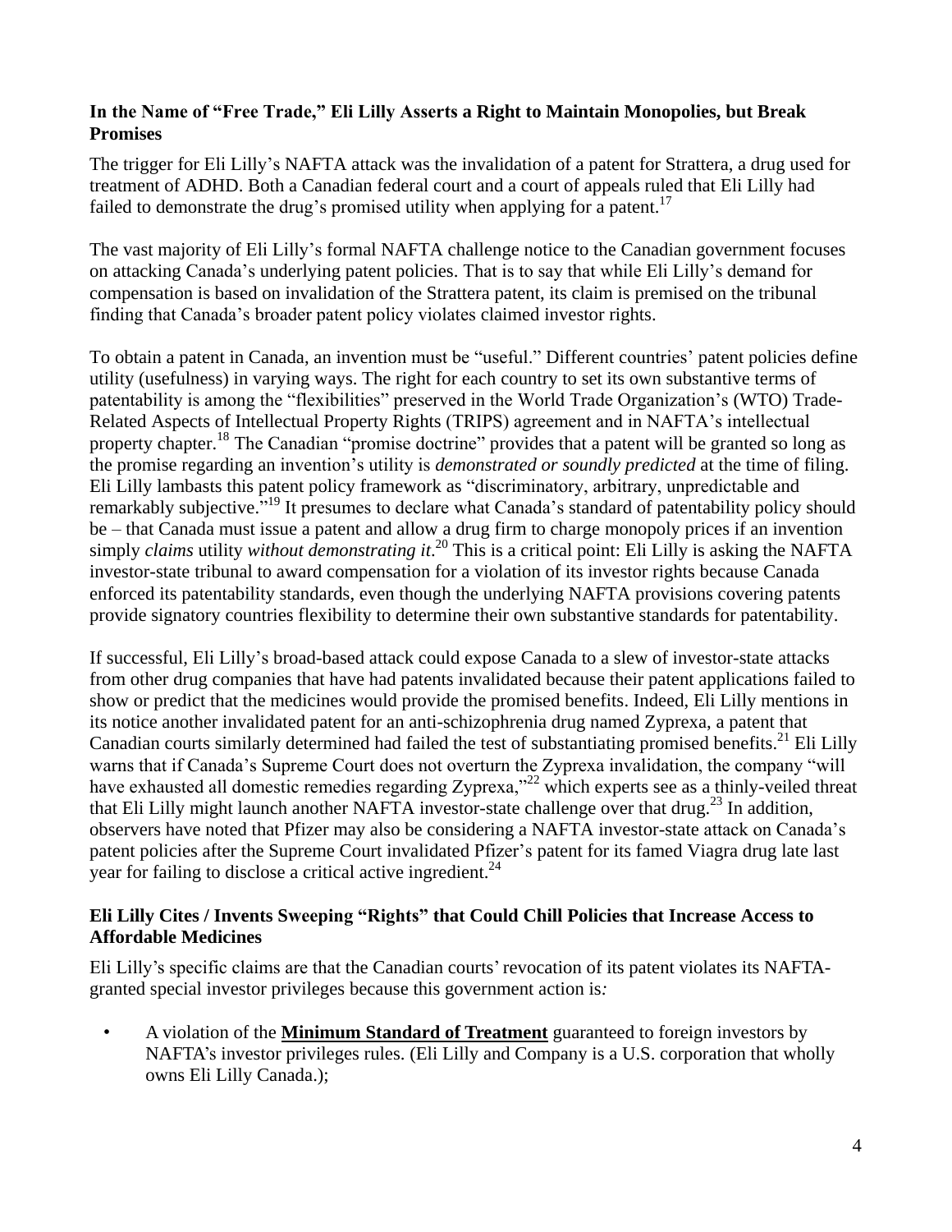### In the Name of "Free Trade," Eli Lilly Asserts a Right to Maintain Monopolies, but Break Promises

The trigger for Eli Lilly's NAFTA attack was the invalidation of a patent for Strattera, a drug used for treatment of ADHD. Both a Canadian federal court and a court of appeals ruled that Eli Lilly had failed to demonstrate the drug's promised utility when applying for a patent.[17]

The vast majority of Eli Lilly's formal NAFTA challenge notice to the Canadian government focuses on attacking Canada's underlying patent policies. That is to say that while Eli Lilly's demand for compensation is based on invalidation of the Strattera patent, its claim is premised on the tribunal finding that Canada's broader patent policy violates claimed investor rights.

To obtain a patent in Canada, an invention must be "useful." Different countries' patent policies define utility (usefulness) in varying ways. The right for each country to set its own substantive terms of patentability is among the "flexibilities" preserved in the World Trade Organization's (WTO) Trade-Related Aspects of Intellectual Property Rights (TRIPS) agreement and in NAFTA's intellectual property chapter.[18] The Canadian "promise doctrine" provides that a patent will be granted so long as the promise regarding an invention's utility is *demonstrated or soundly predicted* at the time of filing. Eli Lilly lambasts this patent policy framework as "discriminatory, arbitrary, unpredictable and remarkably subjective."[19] It presumes to declare what Canada's standard of patentability policy should be – that Canada must issue a patent and allow a drug firm to charge monopoly prices if an invention simply *claims* utility *without demonstrating it*.[20] This is a critical point: Eli Lilly is asking the NAFTA investor-state tribunal to award compensation for a violation of its investor rights because Canada enforced its patentability standards, even though the underlying NAFTA provisions covering patents provide signatory countries flexibility to determine their own substantive standards for patentability.

If successful, Eli Lilly's broad-based attack could expose Canada to a slew of investor-state attacks from other drug companies that have had patents invalidated because their patent applications failed to show or predict that the medicines would provide the promised benefits. Indeed, Eli Lilly mentions in its notice another invalidated patent for an anti-schizophrenia drug named Zyprexa, a patent that Canadian courts similarly determined had failed the test of substantiating promised benefits.[21] Eli Lilly warns that if Canada's Supreme Court does not overturn the Zyprexa invalidation, the company "will have exhausted all domestic remedies regarding Zyprexa,"[22] which experts see as a thinly-veiled threat that Eli Lilly might launch another NAFTA investor-state challenge over that drug.[23] In addition, observers have noted that Pfizer may also be considering a NAFTA investor-state attack on Canada's patent policies after the Supreme Court invalidated Pfizer's patent for its famed Viagra drug late last year for failing to disclose a critical active ingredient.[24]

### Eli Lilly Cites / Invents Sweeping "Rights" that Could Chill Policies that Increase Access to Affordable Medicines

Eli Lilly's specific claims are that the Canadian courts' revocation of its patent violates its NAFTA-granted special investor privileges because this government action is:

- A violation of the **Minimum Standard of Treatment** guaranteed to foreign investors by NAFTA's investor privileges rules. (Eli Lilly and Company is a U.S. corporation that wholly owns Eli Lilly Canada.);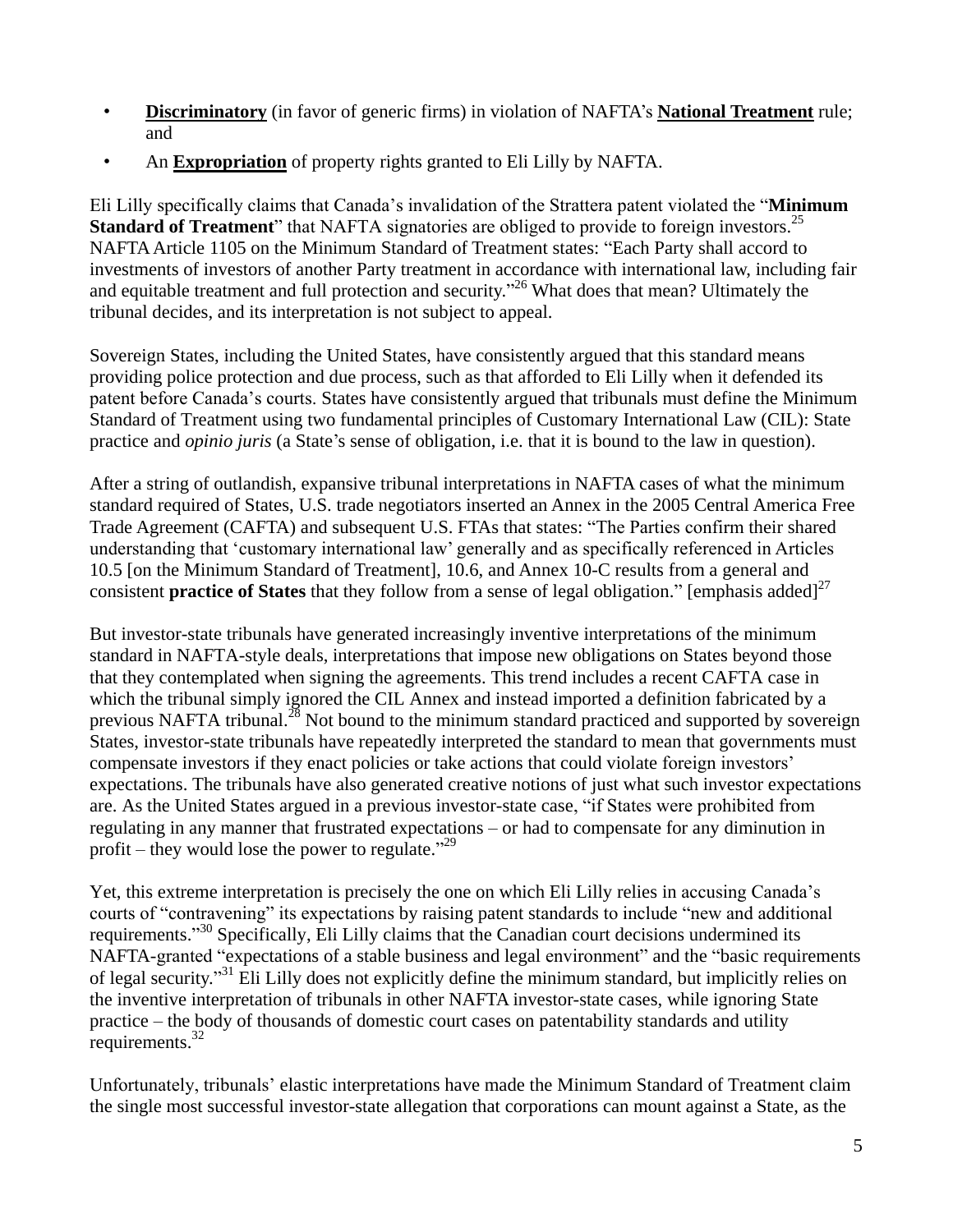- **Discriminatory** (in favor of generic firms) in violation of NAFTA's **National Treatment** rule; and
- An **Expropriation** of property rights granted to Eli Lilly by NAFTA.

Eli Lilly specifically claims that Canada's invalidation of the Strattera patent violated the "**Minimum Standard of Treatment**" that NAFTA signatories are obliged to provide to foreign investors.[25] NAFTA Article 1105 on the Minimum Standard of Treatment states: "Each Party shall accord to investments of investors of another Party treatment in accordance with international law, including fair and equitable treatment and full protection and security."[26] What does that mean? Ultimately the tribunal decides, and its interpretation is not subject to appeal.

Sovereign States, including the United States, have consistently argued that this standard means providing police protection and due process, such as that afforded to Eli Lilly when it defended its patent before Canada's courts. States have consistently argued that tribunals must define the Minimum Standard of Treatment using two fundamental principles of Customary International Law (CIL): State practice and *opinio juris* (a State's sense of obligation, i.e. that it is bound to the law in question).

After a string of outlandish, expansive tribunal interpretations in NAFTA cases of what the minimum standard required of States, U.S. trade negotiators inserted an Annex in the 2005 Central America Free Trade Agreement (CAFTA) and subsequent U.S. FTAs that states: "The Parties confirm their shared understanding that 'customary international law' generally and as specifically referenced in Articles 10.5 [on the Minimum Standard of Treatment], 10.6, and Annex 10-C results from a general and consistent **practice of States** that they follow from a sense of legal obligation." [emphasis added][27]

But investor-state tribunals have generated increasingly inventive interpretations of the minimum standard in NAFTA-style deals, interpretations that impose new obligations on States beyond those that they contemplated when signing the agreements. This trend includes a recent CAFTA case in which the tribunal simply ignored the CIL Annex and instead imported a definition fabricated by a previous NAFTA tribunal.[28] Not bound to the minimum standard practiced and supported by sovereign States, investor-state tribunals have repeatedly interpreted the standard to mean that governments must compensate investors if they enact policies or take actions that could violate foreign investors' expectations. The tribunals have also generated creative notions of just what such investor expectations are. As the United States argued in a previous investor-state case, "if States were prohibited from regulating in any manner that frustrated expectations – or had to compensate for any diminution in profit – they would lose the power to regulate."[29]

Yet, this extreme interpretation is precisely the one on which Eli Lilly relies in accusing Canada's courts of "contravening" its expectations by raising patent standards to include "new and additional requirements."[30] Specifically, Eli Lilly claims that the Canadian court decisions undermined its NAFTA-granted "expectations of a stable business and legal environment" and the "basic requirements of legal security."[31] Eli Lilly does not explicitly define the minimum standard, but implicitly relies on the inventive interpretation of tribunals in other NAFTA investor-state cases, while ignoring State practice – the body of thousands of domestic court cases on patentability standards and utility requirements.[32]

Unfortunately, tribunals' elastic interpretations have made the Minimum Standard of Treatment claim the single most successful investor-state allegation that corporations can mount against a State, as the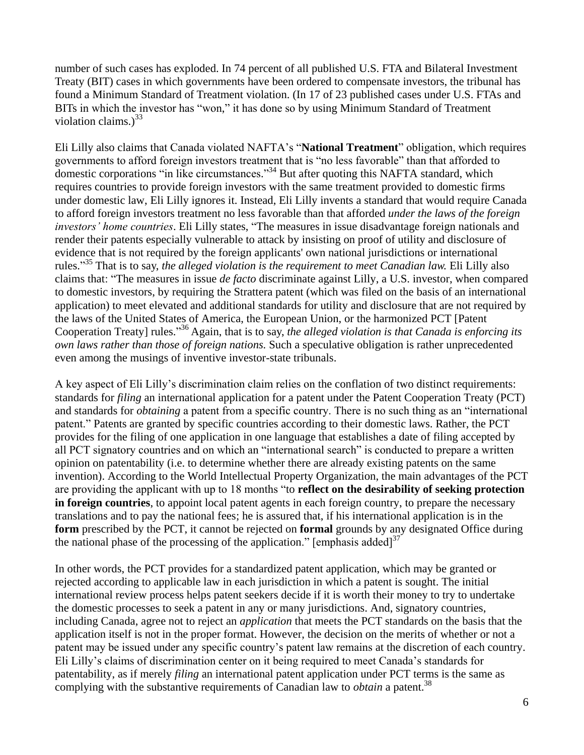number of such cases has exploded. In 74 percent of all published U.S. FTA and Bilateral Investment Treaty (BIT) cases in which governments have been ordered to compensate investors, the tribunal has found a Minimum Standard of Treatment violation. (In 17 of 23 published cases under U.S. FTAs and BITs in which the investor has "won," it has done so by using Minimum Standard of Treatment violation claims.)[33]

Eli Lilly also claims that Canada violated NAFTA's "**National Treatment**" obligation, which requires governments to afford foreign investors treatment that is "no less favorable" than that afforded to domestic corporations "in like circumstances."[34] But after quoting this NAFTA standard, which requires countries to provide foreign investors with the same treatment provided to domestic firms under domestic law, Eli Lilly ignores it. Instead, Eli Lilly invents a standard that would require Canada to afford foreign investors treatment no less favorable than that afforded *under the laws of the foreign investors' home countries*. Eli Lilly states, "The measures in issue disadvantage foreign nationals and render their patents especially vulnerable to attack by insisting on proof of utility and disclosure of evidence that is not required by the foreign applicants' own national jurisdictions or international rules."[35] That is to say, *the alleged violation is the requirement to meet Canadian law.* Eli Lilly also claims that: "The measures in issue *de facto* discriminate against Lilly, a U.S. investor, when compared to domestic investors, by requiring the Strattera patent (which was filed on the basis of an international application) to meet elevated and additional standards for utility and disclosure that are not required by the laws of the United States of America, the European Union, or the harmonized PCT [Patent Cooperation Treaty] rules."[36] Again, that is to say, *the alleged violation is that Canada is enforcing its own laws rather than those of foreign nations.* Such a speculative obligation is rather unprecedented even among the musings of inventive investor-state tribunals.

A key aspect of Eli Lilly's discrimination claim relies on the conflation of two distinct requirements: standards for *filing* an international application for a patent under the Patent Cooperation Treaty (PCT) and standards for *obtaining* a patent from a specific country. There is no such thing as an "international patent." Patents are granted by specific countries according to their domestic laws. Rather, the PCT provides for the filing of one application in one language that establishes a date of filing accepted by all PCT signatory countries and on which an "international search" is conducted to prepare a written opinion on patentability (i.e. to determine whether there are already existing patents on the same invention). According to the World Intellectual Property Organization, the main advantages of the PCT are providing the applicant with up to 18 months "to **reflect on the desirability of seeking protection in foreign countries**, to appoint local patent agents in each foreign country, to prepare the necessary translations and to pay the national fees; he is assured that, if his international application is in the **form** prescribed by the PCT, it cannot be rejected on **formal** grounds by any designated Office during the national phase of the processing of the application." [emphasis added][37]

In other words, the PCT provides for a standardized patent application, which may be granted or rejected according to applicable law in each jurisdiction in which a patent is sought. The initial international review process helps patent seekers decide if it is worth their money to try to undertake the domestic processes to seek a patent in any or many jurisdictions. And, signatory countries, including Canada, agree not to reject an *application* that meets the PCT standards on the basis that the application itself is not in the proper format. However, the decision on the merits of whether or not a patent may be issued under any specific country's patent law remains at the discretion of each country. Eli Lilly's claims of discrimination center on it being required to meet Canada's standards for patentability, as if merely *filing* an international patent application under PCT terms is the same as complying with the substantive requirements of Canadian law to *obtain* a patent.[38]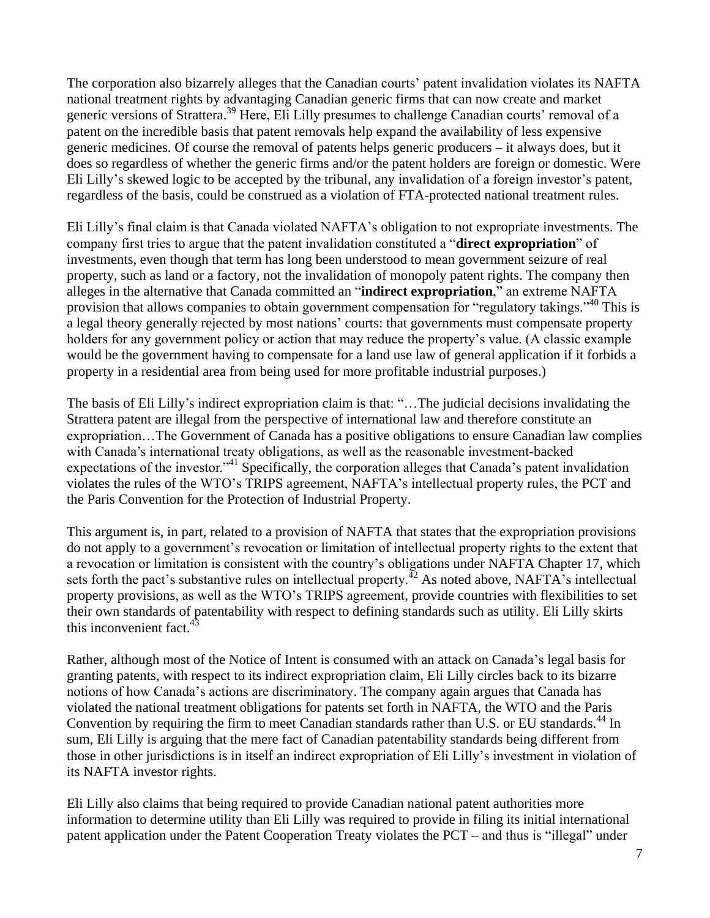The corporation also bizarrely alleges that the Canadian courts' patent invalidation violates its NAFTA national treatment rights by advantaging Canadian generic firms that can now create and market generic versions of Strattera.[39] Here, Eli Lilly presumes to challenge Canadian courts' removal of a patent on the incredible basis that patent removals help expand the availability of less expensive generic medicines. Of course the removal of patents helps generic producers – it always does, but it does so regardless of whether the generic firms and/or the patent holders are foreign or domestic. Were Eli Lilly's skewed logic to be accepted by the tribunal, any invalidation of a foreign investor's patent, regardless of the basis, could be construed as a violation of FTA-protected national treatment rules.

Eli Lilly's final claim is that Canada violated NAFTA's obligation to not expropriate investments. The company first tries to argue that the patent invalidation constituted a "**direct expropriation**" of investments, even though that term has long been understood to mean government seizure of real property, such as land or a factory, not the invalidation of monopoly patent rights. The company then alleges in the alternative that Canada committed an "**indirect expropriation**," an extreme NAFTA provision that allows companies to obtain government compensation for "regulatory takings."[40] This is a legal theory generally rejected by most nations' courts: that governments must compensate property holders for any government policy or action that may reduce the property's value. (A classic example would be the government having to compensate for a land use law of general application if it forbids a property in a residential area from being used for more profitable industrial purposes.)

The basis of Eli Lilly's indirect expropriation claim is that: "…The judicial decisions invalidating the Strattera patent are illegal from the perspective of international law and therefore constitute an expropriation…The Government of Canada has a positive obligations to ensure Canadian law complies with Canada's international treaty obligations, as well as the reasonable investment-backed expectations of the investor."[41] Specifically, the corporation alleges that Canada's patent invalidation violates the rules of the WTO's TRIPS agreement, NAFTA's intellectual property rules, the PCT and the Paris Convention for the Protection of Industrial Property.

This argument is, in part, related to a provision of NAFTA that states that the expropriation provisions do not apply to a government's revocation or limitation of intellectual property rights to the extent that a revocation or limitation is consistent with the country's obligations under NAFTA Chapter 17, which sets forth the pact's substantive rules on intellectual property.[42] As noted above, NAFTA's intellectual property provisions, as well as the WTO's TRIPS agreement, provide countries with flexibilities to set their own standards of patentability with respect to defining standards such as utility. Eli Lilly skirts this inconvenient fact.[43]

Rather, although most of the Notice of Intent is consumed with an attack on Canada's legal basis for granting patents, with respect to its indirect expropriation claim, Eli Lilly circles back to its bizarre notions of how Canada's actions are discriminatory. The company again argues that Canada has violated the national treatment obligations for patents set forth in NAFTA, the WTO and the Paris Convention by requiring the firm to meet Canadian standards rather than U.S. or EU standards.[44] In sum, Eli Lilly is arguing that the mere fact of Canadian patentability standards being different from those in other jurisdictions is in itself an indirect expropriation of Eli Lilly's investment in violation of its NAFTA investor rights.

Eli Lilly also claims that being required to provide Canadian national patent authorities more information to determine utility than Eli Lilly was required to provide in filing its initial international patent application under the Patent Cooperation Treaty violates the PCT – and thus is "illegal" under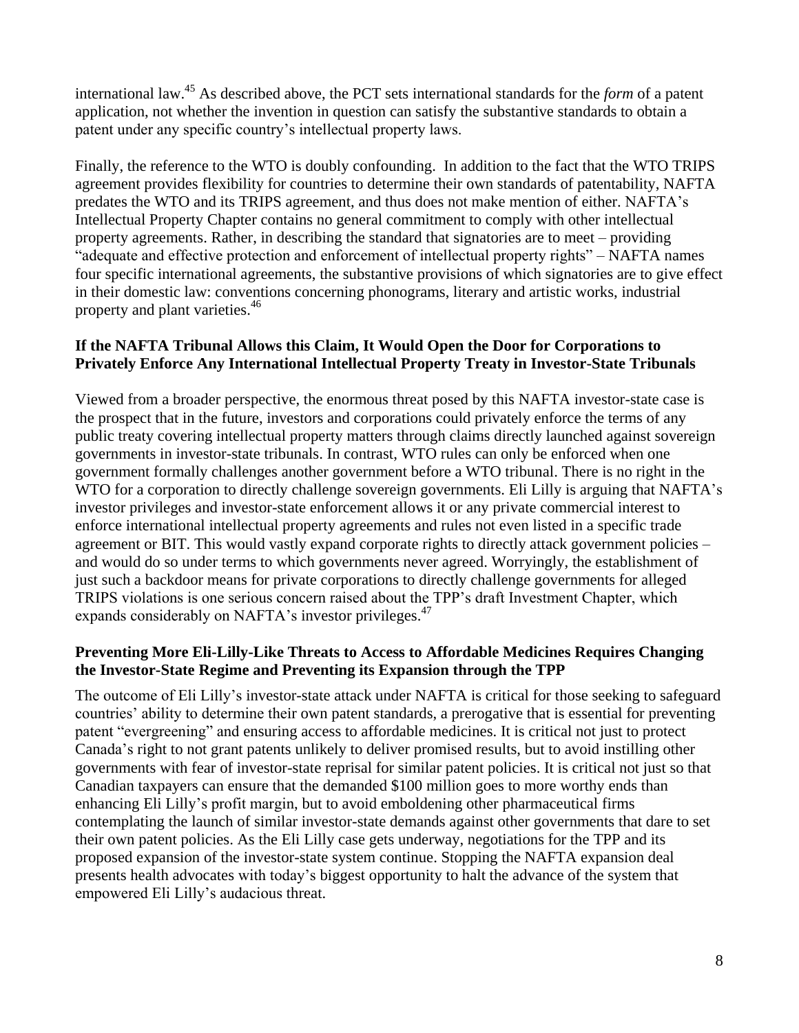international law.[45] As described above, the PCT sets international standards for the *form* of a patent application, not whether the invention in question can satisfy the substantive standards to obtain a patent under any specific country's intellectual property laws.

Finally, the reference to the WTO is doubly confounding. In addition to the fact that the WTO TRIPS agreement provides flexibility for countries to determine their own standards of patentability, NAFTA predates the WTO and its TRIPS agreement, and thus does not make mention of either. NAFTA's Intellectual Property Chapter contains no general commitment to comply with other intellectual property agreements. Rather, in describing the standard that signatories are to meet – providing "adequate and effective protection and enforcement of intellectual property rights" – NAFTA names four specific international agreements, the substantive provisions of which signatories are to give effect in their domestic law: conventions concerning phonograms, literary and artistic works, industrial property and plant varieties.[46]

**If the NAFTA Tribunal Allows this Claim, It Would Open the Door for Corporations to Privately Enforce Any International Intellectual Property Treaty in Investor-State Tribunals**

Viewed from a broader perspective, the enormous threat posed by this NAFTA investor-state case is the prospect that in the future, investors and corporations could privately enforce the terms of any public treaty covering intellectual property matters through claims directly launched against sovereign governments in investor-state tribunals. In contrast, WTO rules can only be enforced when one government formally challenges another government before a WTO tribunal. There is no right in the WTO for a corporation to directly challenge sovereign governments. Eli Lilly is arguing that NAFTA's investor privileges and investor-state enforcement allows it or any private commercial interest to enforce international intellectual property agreements and rules not even listed in a specific trade agreement or BIT. This would vastly expand corporate rights to directly attack government policies – and would do so under terms to which governments never agreed. Worryingly, the establishment of just such a backdoor means for private corporations to directly challenge governments for alleged TRIPS violations is one serious concern raised about the TPP's draft Investment Chapter, which expands considerably on NAFTA's investor privileges.[47]

**Preventing More Eli-Lilly-Like Threats to Access to Affordable Medicines Requires Changing the Investor-State Regime and Preventing its Expansion through the TPP**

The outcome of Eli Lilly's investor-state attack under NAFTA is critical for those seeking to safeguard countries' ability to determine their own patent standards, a prerogative that is essential for preventing patent "evergreening" and ensuring access to affordable medicines. It is critical not just to protect Canada's right to not grant patents unlikely to deliver promised results, but to avoid instilling other governments with fear of investor-state reprisal for similar patent policies. It is critical not just so that Canadian taxpayers can ensure that the demanded $100 million goes to more worthy ends than enhancing Eli Lilly's profit margin, but to avoid emboldening other pharmaceutical firms contemplating the launch of similar investor-state demands against other governments that dare to set their own patent policies. As the Eli Lilly case gets underway, negotiations for the TPP and its proposed expansion of the investor-state system continue. Stopping the NAFTA expansion deal presents health advocates with today's biggest opportunity to halt the advance of the system that empowered Eli Lilly's audacious threat.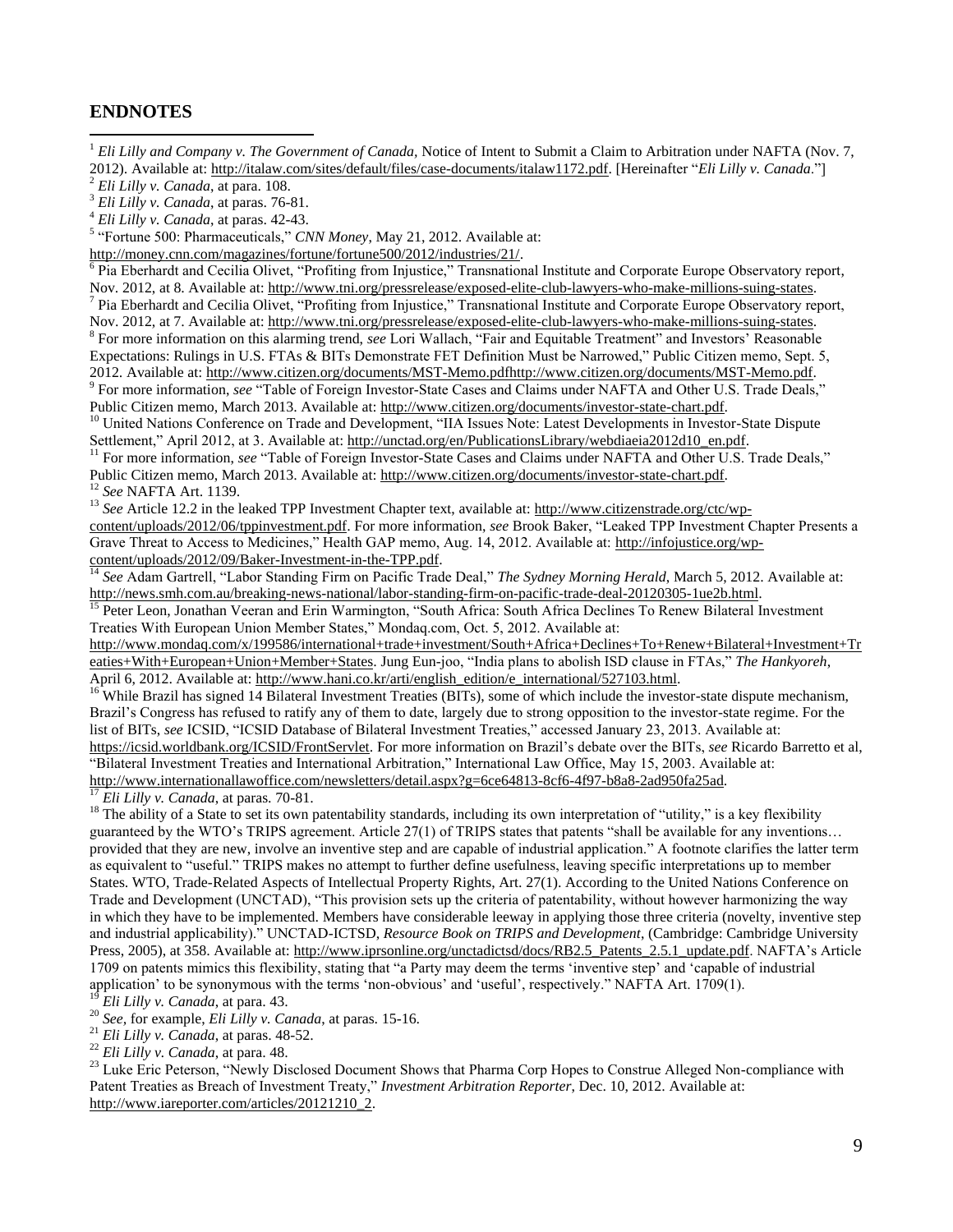## ENDNOTES

[1] *Eli Lilly and Company v. The Government of Canada*, Notice of Intent to Submit a Claim to Arbitration under NAFTA (Nov. 7, 2012). Available at: http://italaw.com/sites/default/files/case-documents/italaw1172.pdf. [Hereinafter "*Eli Lilly v. Canada*."]

[2] *Eli Lilly v. Canada*, at para. 108.

[3] *Eli Lilly v. Canada*, at paras. 76-81.

[4] *Eli Lilly v. Canada*, at paras. 42-43.

[5] "Fortune 500: Pharmaceuticals," *CNN Money*, May 21, 2012. Available at: http://money.cnn.com/magazines/fortune/fortune500/2012/industries/21/.

[6] Pia Eberhardt and Cecilia Olivet, "Profiting from Injustice," Transnational Institute and Corporate Europe Observatory report, Nov. 2012, at 8. Available at: http://www.tni.org/pressrelease/exposed-elite-club-lawyers-who-make-millions-suing-states.

[7] Pia Eberhardt and Cecilia Olivet, "Profiting from Injustice," Transnational Institute and Corporate Europe Observatory report, Nov. 2012, at 7. Available at: http://www.tni.org/pressrelease/exposed-elite-club-lawyers-who-make-millions-suing-states.

[8] For more information on this alarming trend, *see* Lori Wallach, "Fair and Equitable Treatment" and Investors' Reasonable Expectations: Rulings in U.S. FTAs & BITs Demonstrate FET Definition Must be Narrowed," Public Citizen memo, Sept. 5, 2012. Available at: http://www.citizen.org/documents/MST-Memo.pdfhttp://www.citizen.org/documents/MST-Memo.pdf.

[9] For more information, *see* "Table of Foreign Investor-State Cases and Claims under NAFTA and Other U.S. Trade Deals," Public Citizen memo, March 2013. Available at: http://www.citizen.org/documents/investor-state-chart.pdf.

[10] United Nations Conference on Trade and Development, "IIA Issues Note: Latest Developments in Investor-State Dispute Settlement," April 2012, at 3. Available at: http://unctad.org/en/PublicationsLibrary/webdiaeia2012d10_en.pdf.

[11] For more information, *see* "Table of Foreign Investor-State Cases and Claims under NAFTA and Other U.S. Trade Deals," Public Citizen memo, March 2013. Available at: http://www.citizen.org/documents/investor-state-chart.pdf.

[12] *See* NAFTA Art. 1139.

[13] *See* Article 12.2 in the leaked TPP Investment Chapter text, available at: http://www.citizenstrade.org/ctc/wp-content/uploads/2012/06/tppinvestment.pdf. For more information, *see* Brook Baker, "Leaked TPP Investment Chapter Presents a Grave Threat to Access to Medicines," Health GAP memo, Aug. 14, 2012. Available at: http://infojustice.org/wp-content/uploads/2012/09/Baker-Investment-in-the-TPP.pdf.

[14] *See* Adam Gartrell, "Labor Standing Firm on Pacific Trade Deal," *The Sydney Morning Herald*, March 5, 2012. Available at: http://news.smh.com.au/breaking-news-national/labor-standing-firm-on-pacific-trade-deal-20120305-1ue2b.html.

[15] Peter Leon, Jonathan Veeran and Erin Warmington, "South Africa: South Africa Declines To Renew Bilateral Investment Treaties With European Union Member States," Mondaq.com, Oct. 5, 2012. Available at: http://www.mondaq.com/x/199586/international+trade+investment/South+Africa+Declines+To+Renew+Bilateral+Investment+Treaties+With+European+Union+Member+States. Jung Eun-joo, "India plans to abolish ISD clause in FTAs," *The Hankyoreh*, April 6, 2012. Available at: http://www.hani.co.kr/arti/english_edition/e_international/527103.html.

[16] While Brazil has signed 14 Bilateral Investment Treaties (BITs), some of which include the investor-state dispute mechanism, Brazil's Congress has refused to ratify any of them to date, largely due to strong opposition to the investor-state regime. For the list of BITs, *see* ICSID, "ICSID Database of Bilateral Investment Treaties," accessed January 23, 2013. Available at: https://icsid.worldbank.org/ICSID/FrontServlet. For more information on Brazil's debate over the BITs, *see* Ricardo Barretto et al, "Bilateral Investment Treaties and International Arbitration," International Law Office, May 15, 2003. Available at: http://www.internationallawoffice.com/newsletters/detail.aspx?g=6ce64813-8cf6-4f97-b8a8-2ad950fa25ad.

[17] *Eli Lilly v. Canada*, at paras. 70-81.

[18] The ability of a State to set its own patentability standards, including its own interpretation of "utility," is a key flexibility guaranteed by the WTO's TRIPS agreement. Article 27(1) of TRIPS states that patents "shall be available for any inventions… provided that they are new, involve an inventive step and are capable of industrial application." A footnote clarifies the latter term as equivalent to "useful." TRIPS makes no attempt to further define usefulness, leaving specific interpretations up to member States. WTO, Trade-Related Aspects of Intellectual Property Rights, Art. 27(1). According to the United Nations Conference on Trade and Development (UNCTAD), "This provision sets up the criteria of patentability, without however harmonizing the way in which they have to be implemented. Members have considerable leeway in applying those three criteria (novelty, inventive step and industrial applicability)." UNCTAD-ICTSD, *Resource Book on TRIPS and Development*, (Cambridge: Cambridge University Press, 2005), at 358. Available at: http://www.iprsonline.org/unctadictsd/docs/RB2.5_Patents_2.5.1_update.pdf. NAFTA's Article 1709 on patents mimics this flexibility, stating that "a Party may deem the terms 'inventive step' and 'capable of industrial application' to be synonymous with the terms 'non-obvious' and 'useful', respectively." NAFTA Art. 1709(1).

[19] *Eli Lilly v. Canada*, at para. 43.

[20] *See*, for example, *Eli Lilly v. Canada*, at paras. 15-16.

[21] *Eli Lilly v. Canada*, at paras. 48-52.

[22] *Eli Lilly v. Canada*, at para. 48.

[23] Luke Eric Peterson, "Newly Disclosed Document Shows that Pharma Corp Hopes to Construe Alleged Non-compliance with Patent Treaties as Breach of Investment Treaty," *Investment Arbitration Reporter*, Dec. 10, 2012. Available at: http://www.iareporter.com/articles/20121210_2.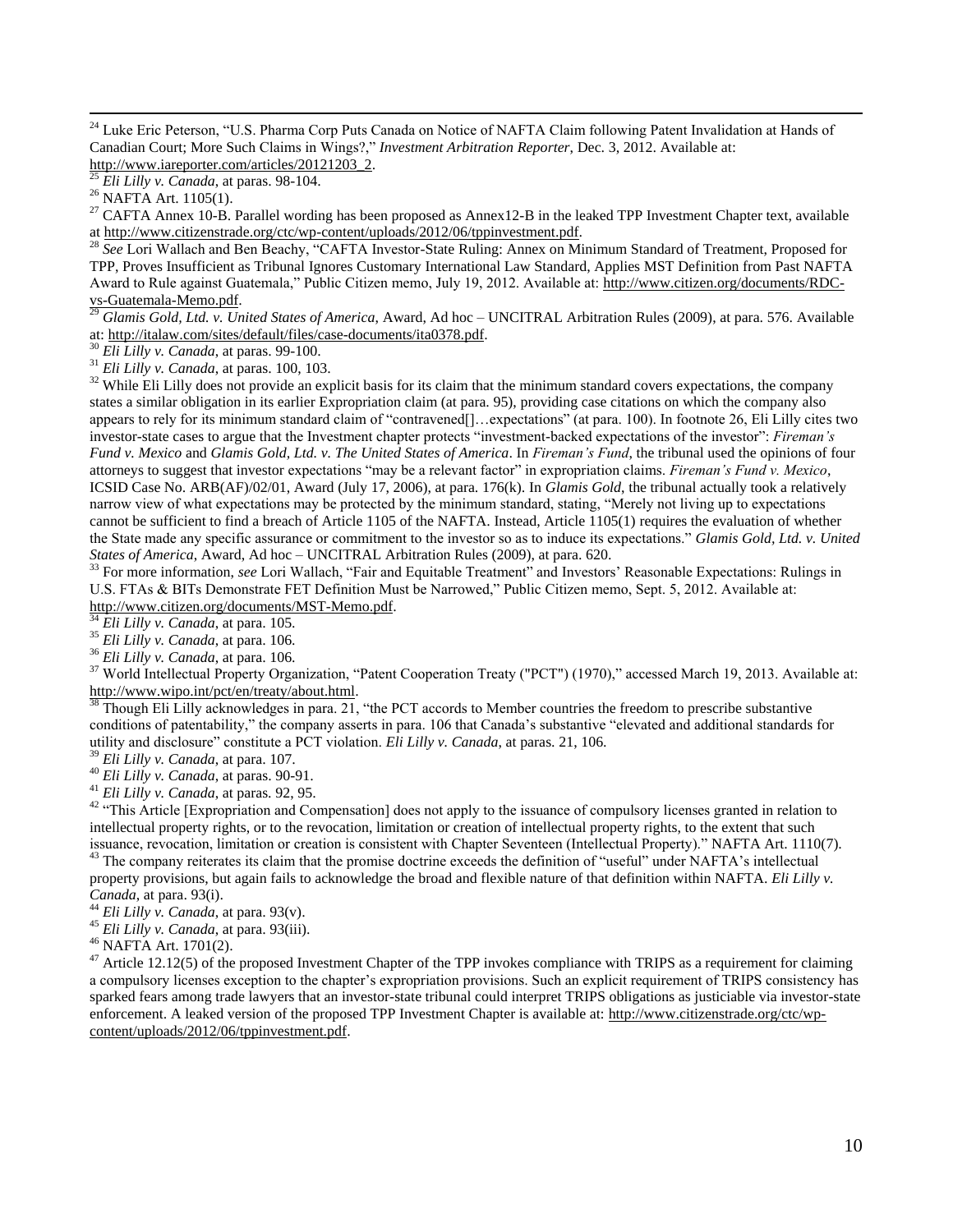[24] Luke Eric Peterson, "U.S. Pharma Corp Puts Canada on Notice of NAFTA Claim following Patent Invalidation at Hands of Canadian Court; More Such Claims in Wings?," *Investment Arbitration Reporter*, Dec. 3, 2012. Available at: http://www.iareporter.com/articles/20121203_2.

[25] *Eli Lilly v. Canada*, at paras. 98-104.

[26] NAFTA Art. 1105(1).

[27] CAFTA Annex 10-B. Parallel wording has been proposed as Annex12-B in the leaked TPP Investment Chapter text, available at http://www.citizenstrade.org/ctc/wp-content/uploads/2012/06/tppinvestment.pdf.

[28] *See* Lori Wallach and Ben Beachy, "CAFTA Investor-State Ruling: Annex on Minimum Standard of Treatment, Proposed for TPP, Proves Insufficient as Tribunal Ignores Customary International Law Standard, Applies MST Definition from Past NAFTA Award to Rule against Guatemala," Public Citizen memo, July 19, 2012. Available at: http://www.citizen.org/documents/RDC-vs-Guatemala-Memo.pdf.

[29] *Glamis Gold, Ltd. v. United States of America*, Award, Ad hoc – UNCITRAL Arbitration Rules (2009), at para. 576. Available at: http://italaw.com/sites/default/files/case-documents/ita0378.pdf.

[30] *Eli Lilly v. Canada*, at paras. 99-100.

[31] *Eli Lilly v. Canada*, at paras. 100, 103.

[32] While Eli Lilly does not provide an explicit basis for its claim that the minimum standard covers expectations, the company states a similar obligation in its earlier Expropriation claim (at para. 95), providing case citations on which the company also appears to rely for its minimum standard claim of "contravened[]…expectations" (at para. 100). In footnote 26, Eli Lilly cites two investor-state cases to argue that the Investment chapter protects "investment-backed expectations of the investor": *Fireman's Fund v. Mexico* and *Glamis Gold, Ltd. v. The United States of America*. In *Fireman's Fund*, the tribunal used the opinions of four attorneys to suggest that investor expectations "may be a relevant factor" in expropriation claims. *Fireman's Fund v. Mexico*, ICSID Case No. ARB(AF)/02/01, Award (July 17, 2006), at para. 176(k). In *Glamis Gold*, the tribunal actually took a relatively narrow view of what expectations may be protected by the minimum standard, stating, "Merely not living up to expectations cannot be sufficient to find a breach of Article 1105 of the NAFTA. Instead, Article 1105(1) requires the evaluation of whether the State made any specific assurance or commitment to the investor so as to induce its expectations." *Glamis Gold, Ltd. v. United States of America*, Award, Ad hoc – UNCITRAL Arbitration Rules (2009), at para. 620.

[33] For more information, *see* Lori Wallach, "Fair and Equitable Treatment" and Investors' Reasonable Expectations: Rulings in U.S. FTAs & BITs Demonstrate FET Definition Must be Narrowed," Public Citizen memo, Sept. 5, 2012. Available at: http://www.citizen.org/documents/MST-Memo.pdf.

[34] *Eli Lilly v. Canada*, at para. 105.

[35] *Eli Lilly v. Canada*, at para. 106.

[36] *Eli Lilly v. Canada*, at para. 106.

[37] World Intellectual Property Organization, "Patent Cooperation Treaty ("PCT") (1970)," accessed March 19, 2013. Available at: http://www.wipo.int/pct/en/treaty/about.html.

[38] Though Eli Lilly acknowledges in para. 21, "the PCT accords to Member countries the freedom to prescribe substantive conditions of patentability," the company asserts in para. 106 that Canada's substantive "elevated and additional standards for utility and disclosure" constitute a PCT violation. *Eli Lilly v. Canada*, at paras. 21, 106.

[39] *Eli Lilly v. Canada*, at para. 107.

[40] *Eli Lilly v. Canada*, at paras. 90-91.

[41] *Eli Lilly v. Canada*, at paras. 92, 95.

[42] "This Article [Expropriation and Compensation] does not apply to the issuance of compulsory licenses granted in relation to intellectual property rights, or to the revocation, limitation or creation of intellectual property rights, to the extent that such issuance, revocation, limitation or creation is consistent with Chapter Seventeen (Intellectual Property)." NAFTA Art. 1110(7).

[43] The company reiterates its claim that the promise doctrine exceeds the definition of "useful" under NAFTA's intellectual property provisions, but again fails to acknowledge the broad and flexible nature of that definition within NAFTA. *Eli Lilly v. Canada*, at para. 93(i).

[44] *Eli Lilly v. Canada*, at para. 93(v).

[45] *Eli Lilly v. Canada*, at para. 93(iii).

[46] NAFTA Art. 1701(2).

[47] Article 12.12(5) of the proposed Investment Chapter of the TPP invokes compliance with TRIPS as a requirement for claiming a compulsory licenses exception to the chapter's expropriation provisions. Such an explicit requirement of TRIPS consistency has sparked fears among trade lawyers that an investor-state tribunal could interpret TRIPS obligations as justiciable via investor-state enforcement. A leaked version of the proposed TPP Investment Chapter is available at: http://www.citizenstrade.org/ctc/wp-content/uploads/2012/06/tppinvestment.pdf.